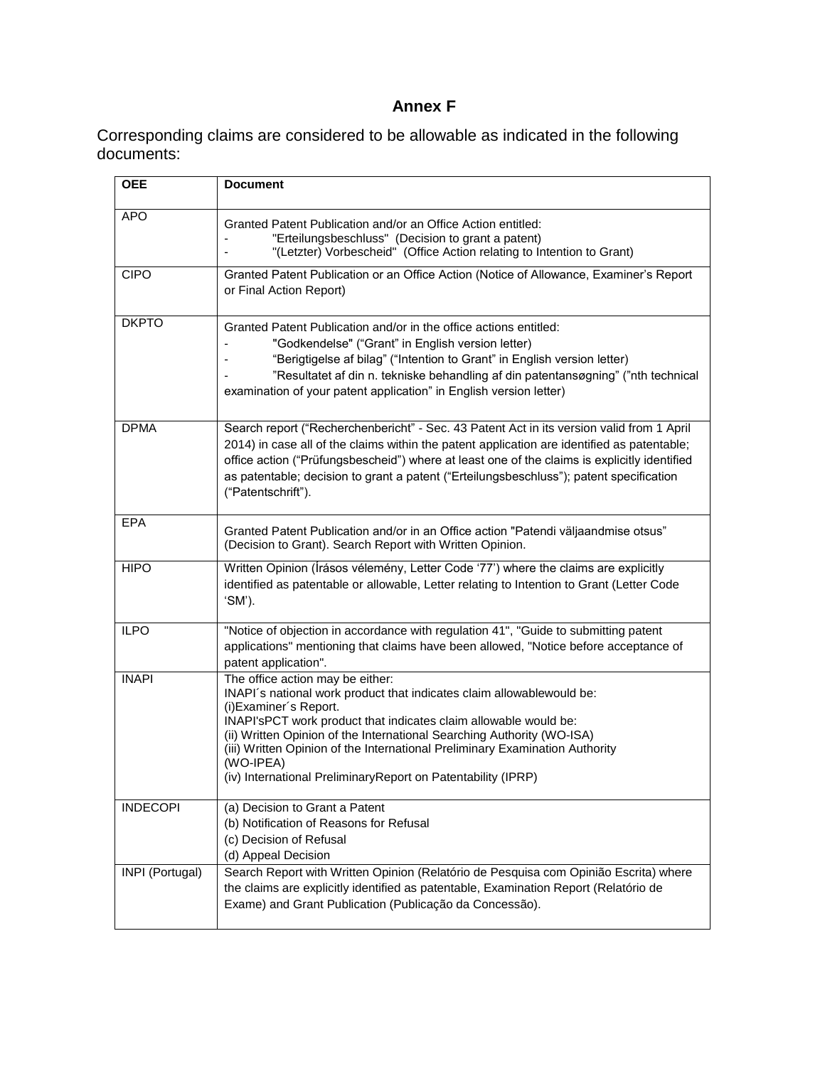# Annex F

Corresponding claims are considered to be allowable as indicated in the following documents:

| OEE | Document |
|---|---|
| APO | Granted Patent Publication and/or an Office Action entitled:<br>- "Erteilungsbeschluss" (Decision to grant a patent)<br>- "(Letzter) Vorbescheid" (Office Action relating to Intention to Grant) |
| CIPO | Granted Patent Publication or an Office Action (Notice of Allowance, Examiner's Report or Final Action Report) |
| DKPTO | Granted Patent Publication and/or in the office actions entitled:<br>- "Godkendelse" ("Grant" in English version letter)<br>- "Berigtigelse af bilag" ("Intention to Grant" in English version letter)<br>- "Resultatet af din n. tekniske behandling af din patentansøgning" ("nth technical examination of your patent application" in English version letter) |
| DPMA | Search report ("Recherchenbericht" - Sec. 43 Patent Act in its version valid from 1 April 2014) in case all of the claims within the patent application are identified as patentable; office action ("Prüfungsbescheid") where at least one of the claims is explicitly identified as patentable; decision to grant a patent ("Erteilungsbeschluss"); patent specification ("Patentschrift"). |
| EPA | Granted Patent Publication and/or in an Office action "Patendi väljaandmise otsus" (Decision to Grant). Search Report with Written Opinion. |
| HIPO | Written Opinion (Írásos vélemény, Letter Code '77') where the claims are explicitly identified as patentable or allowable, Letter relating to Intention to Grant (Letter Code 'SM'). |
| ILPO | "Notice of objection in accordance with regulation 41", "Guide to submitting patent applications" mentioning that claims have been allowed, "Notice before acceptance of patent application". |
| INAPI | The office action may be either:<br>INAPI´s national work product that indicates claim allowablewould be:<br>(i)Examiner´s Report.<br>INAPI'sPCT work product that indicates claim allowable would be:<br>(ii) Written Opinion of the International Searching Authority (WO-ISA)<br>(iii) Written Opinion of the International Preliminary Examination Authority (WO-IPEA)<br>(iv) International PreliminaryReport on Patentability (IPRP) |
| INDECOPI | (a) Decision to Grant a Patent<br>(b) Notification of Reasons for Refusal<br>(c) Decision of Refusal<br>(d) Appeal Decision |
| INPI (Portugal) | Search Report with Written Opinion (Relatório de Pesquisa com Opinião Escrita) where the claims are explicitly identified as patentable, Examination Report (Relatório de Exame) and Grant Publication (Publicação da Concessão). |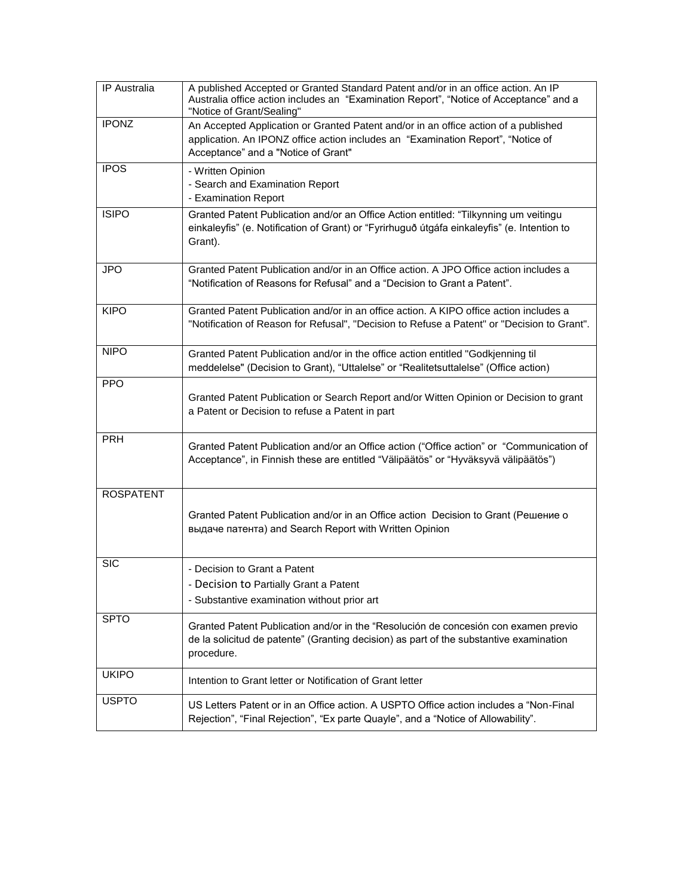| | |
|---|---|
| IP Australia | A published Accepted or Granted Standard Patent and/or in an office action. An IP Australia office action includes an "Examination Report", "Notice of Acceptance" and a "Notice of Grant/Sealing" |
| IPONZ | An Accepted Application or Granted Patent and/or in an office action of a published application. An IPONZ office action includes an "Examination Report", "Notice of Acceptance" and a "Notice of Grant" |
| IPOS | - Written Opinion<br>- Search and Examination Report<br>- Examination Report |
| ISIPO | Granted Patent Publication and/or an Office Action entitled: "Tilkynning um veitingu einkaleyfis" (e. Notification of Grant) or "Fyrirhuguð útgáfa einkaleyfis" (e. Intention to Grant). |
| JPO | Granted Patent Publication and/or in an Office action. A JPO Office action includes a "Notification of Reasons for Refusal" and a "Decision to Grant a Patent". |
| KIPO | Granted Patent Publication and/or in an office action. A KIPO office action includes a "Notification of Reason for Refusal", "Decision to Refuse a Patent" or "Decision to Grant". |
| NIPO | Granted Patent Publication and/or in the office action entitled "Godkjenning til meddelelse" (Decision to Grant), "Uttalelse" or "Realitetsuttalelse" (Office action) |
| PPO | Granted Patent Publication or Search Report and/or Witten Opinion or Decision to grant a Patent or Decision to refuse a Patent in part |
| PRH | Granted Patent Publication and/or an Office action ("Office action" or "Communication of Acceptance", in Finnish these are entitled "Välipäätös" or "Hyväksyvä välipäätös") |
| ROSPATENT | Granted Patent Publication and/or in an Office action Decision to Grant (Решение о выдаче патента) and Search Report with Written Opinion |
| SIC | - Decision to Grant a Patent<br>- Decision to Partially Grant a Patent<br>- Substantive examination without prior art |
| SPTO | Granted Patent Publication and/or in the "Resolución de concesión con examen previo de la solicitud de patente" (Granting decision) as part of the substantive examination procedure. |
| UKIPO | Intention to Grant letter or Notification of Grant letter |
| USPTO | US Letters Patent or in an Office action. A USPTO Office action includes a "Non-Final Rejection", "Final Rejection", "Ex parte Quayle", and a "Notice of Allowability". |